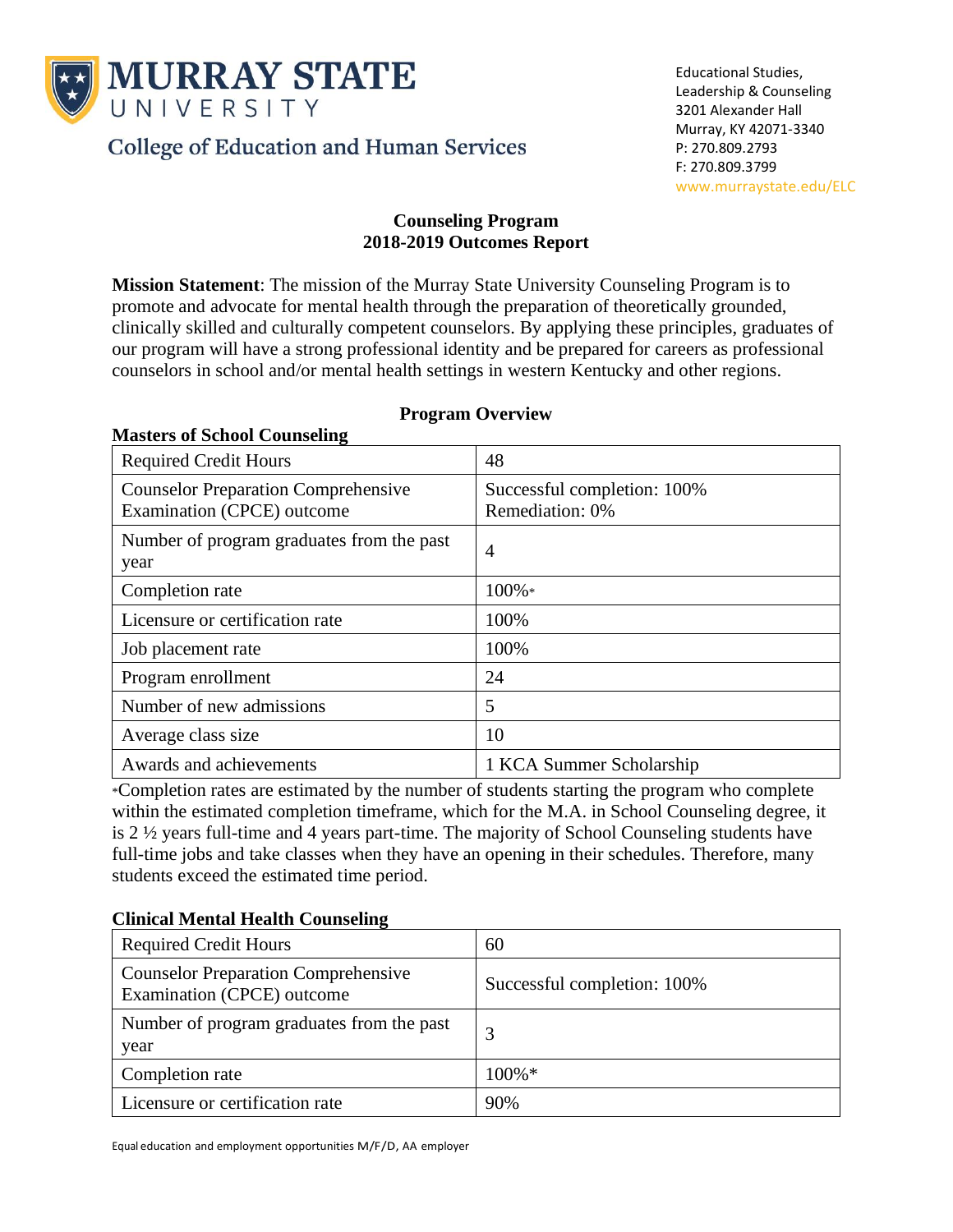# MURRAY STATE UNIVERSITY

College of Education and Human Services

Educational Studies,
Leadership & Counseling
3201 Alexander Hall
Murray, KY 42071-3340
P: 270.809.2793
F: 270.809.3799
www.murraystate.edu/ELC

## Counseling Program
## 2018-2019 Outcomes Report

**Mission Statement**: The mission of the Murray State University Counseling Program is to promote and advocate for mental health through the preparation of theoretically grounded, clinically skilled and culturally competent counselors. By applying these principles, graduates of our program will have a strong professional identity and be prepared for careers as professional counselors in school and/or mental health settings in western Kentucky and other regions.

### Program Overview

**Masters of School Counseling**

| | |
|---|---|
| Required Credit Hours | 48 |
| Counselor Preparation Comprehensive Examination (CPCE) outcome | Successful completion: 100%<br>Remediation: 0% |
| Number of program graduates from the past year | 4 |
| Completion rate | 100%* |
| Licensure or certification rate | 100% |
| Job placement rate | 100% |
| Program enrollment | 24 |
| Number of new admissions | 5 |
| Average class size | 10 |
| Awards and achievements | 1 KCA Summer Scholarship |

*Completion rates are estimated by the number of students starting the program who complete within the estimated completion timeframe, which for the M.A. in School Counseling degree, it is 2 ½ years full-time and 4 years part-time. The majority of School Counseling students have full-time jobs and take classes when they have an opening in their schedules. Therefore, many students exceed the estimated time period.

**Clinical Mental Health Counseling**

| | |
|---|---|
| Required Credit Hours | 60 |
| Counselor Preparation Comprehensive Examination (CPCE) outcome | Successful completion: 100% |
| Number of program graduates from the past year | 3 |
| Completion rate | 100%* |
| Licensure or certification rate | 90% |

Equal education and employment opportunities M/F/D, AA employer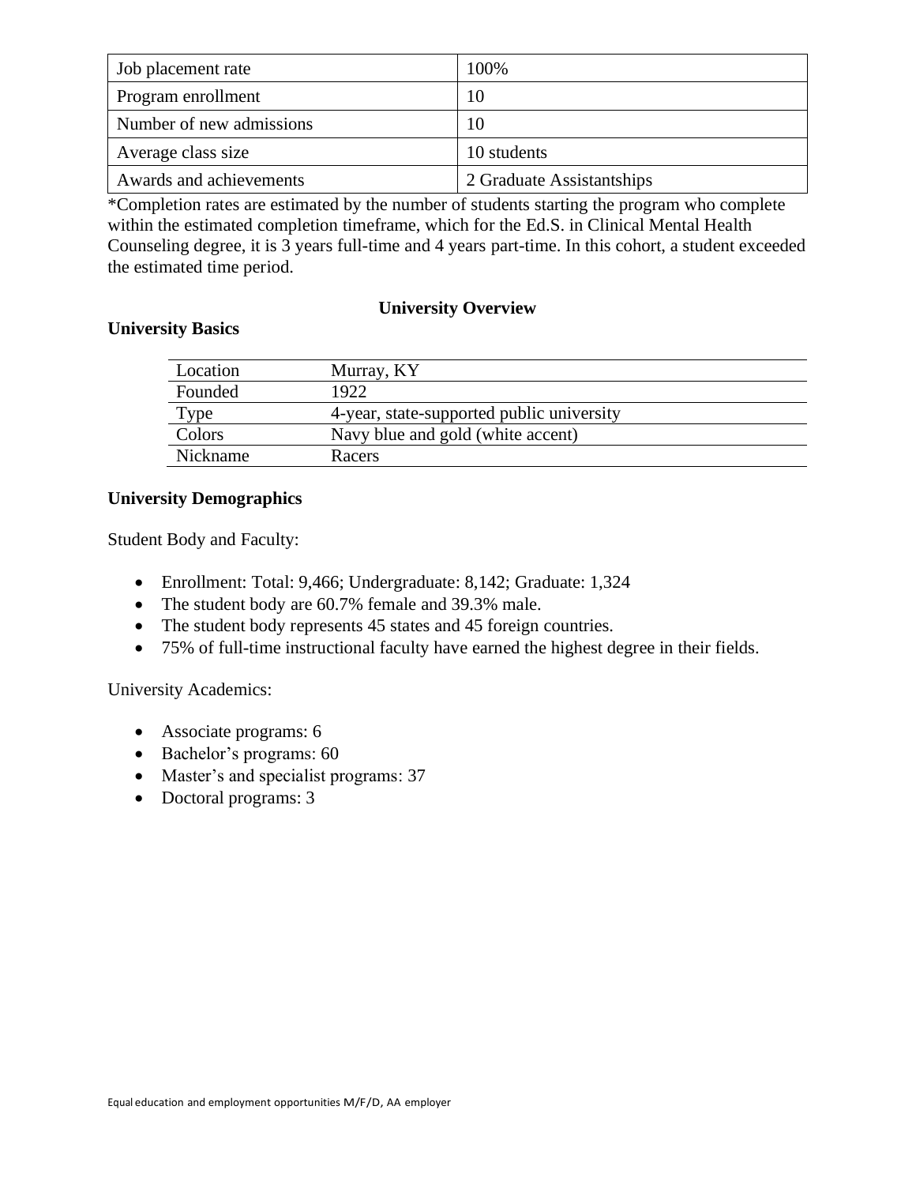| | |
|---|---|
| Job placement rate | 100% |
| Program enrollment | 10 |
| Number of new admissions | 10 |
| Average class size | 10 students |
| Awards and achievements | 2 Graduate Assistantships |

*Completion rates are estimated by the number of students starting the program who complete within the estimated completion timeframe, which for the Ed.S. in Clinical Mental Health Counseling degree, it is 3 years full-time and 4 years part-time. In this cohort, a student exceeded the estimated time period.

## University Overview

### University Basics

| | |
|---|---|
| Location | Murray, KY |
| Founded | 1922 |
| Type | 4-year, state-supported public university |
| Colors | Navy blue and gold (white accent) |
| Nickname | Racers |

### University Demographics

Student Body and Faculty:

- Enrollment: Total: 9,466; Undergraduate: 8,142; Graduate: 1,324
- The student body are 60.7% female and 39.3% male.
- The student body represents 45 states and 45 foreign countries.
- 75% of full-time instructional faculty have earned the highest degree in their fields.

University Academics:

- Associate programs: 6
- Bachelor's programs: 60
- Master's and specialist programs: 37
- Doctoral programs: 3

Equal education and employment opportunities M/F/D, AA employer